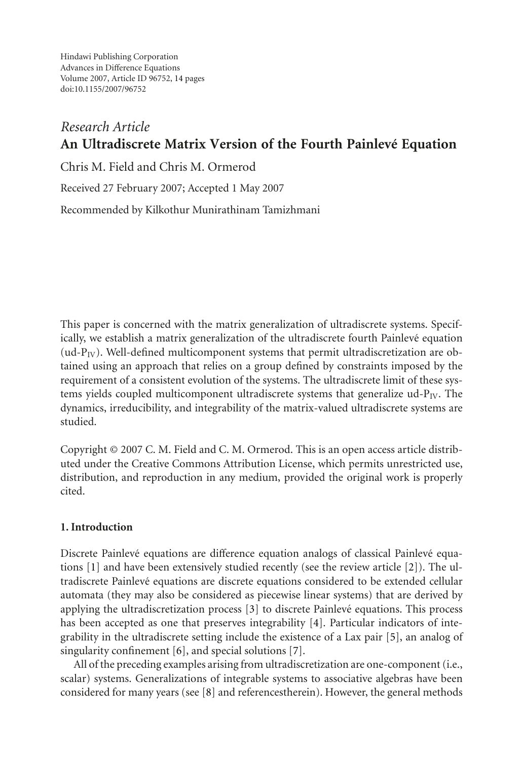Hindawi Publishing Corporation
Advances in Difference Equations
Volume 2007, Article ID 96752, 14 pages
doi:10.1155/2007/96752

*Research Article*

# An Ultradiscrete Matrix Version of the Fourth Painlevé Equation

Chris M. Field and Chris M. Ormerod

Received 27 February 2007; Accepted 1 May 2007

Recommended by Kilkothur Munirathinam Tamizhmani

This paper is concerned with the matrix generalization of ultradiscrete systems. Specifically, we establish a matrix generalization of the ultradiscrete fourth Painlevé equation (ud-$P_{IV}$). Well-defined multicomponent systems that permit ultradiscretization are obtained using an approach that relies on a group defined by constraints imposed by the requirement of a consistent evolution of the systems. The ultradiscrete limit of these systems yields coupled multicomponent ultradiscrete systems that generalize ud-$P_{IV}$. The dynamics, irreducibility, and integrability of the matrix-valued ultradiscrete systems are studied.

Copyright © 2007 C. M. Field and C. M. Ormerod. This is an open access article distributed under the Creative Commons Attribution License, which permits unrestricted use, distribution, and reproduction in any medium, provided the original work is properly cited.

## 1. Introduction

Discrete Painlevé equations are difference equation analogs of classical Painlevé equations [1] and have been extensively studied recently (see the review article [2]). The ultradiscrete Painlevé equations are discrete equations considered to be extended cellular automata (they may also be considered as piecewise linear systems) that are derived by applying the ultradiscretization process [3] to discrete Painlevé equations. This process has been accepted as one that preserves integrability [4]. Particular indicators of integrability in the ultradiscrete setting include the existence of a Lax pair [5], an analog of singularity confinement [6], and special solutions [7].

All of the preceding examples arising from ultradiscretization are one-component (i.e., scalar) systems. Generalizations of integrable systems to associative algebras have been considered for many years (see [8] and referencestherein). However, the general methods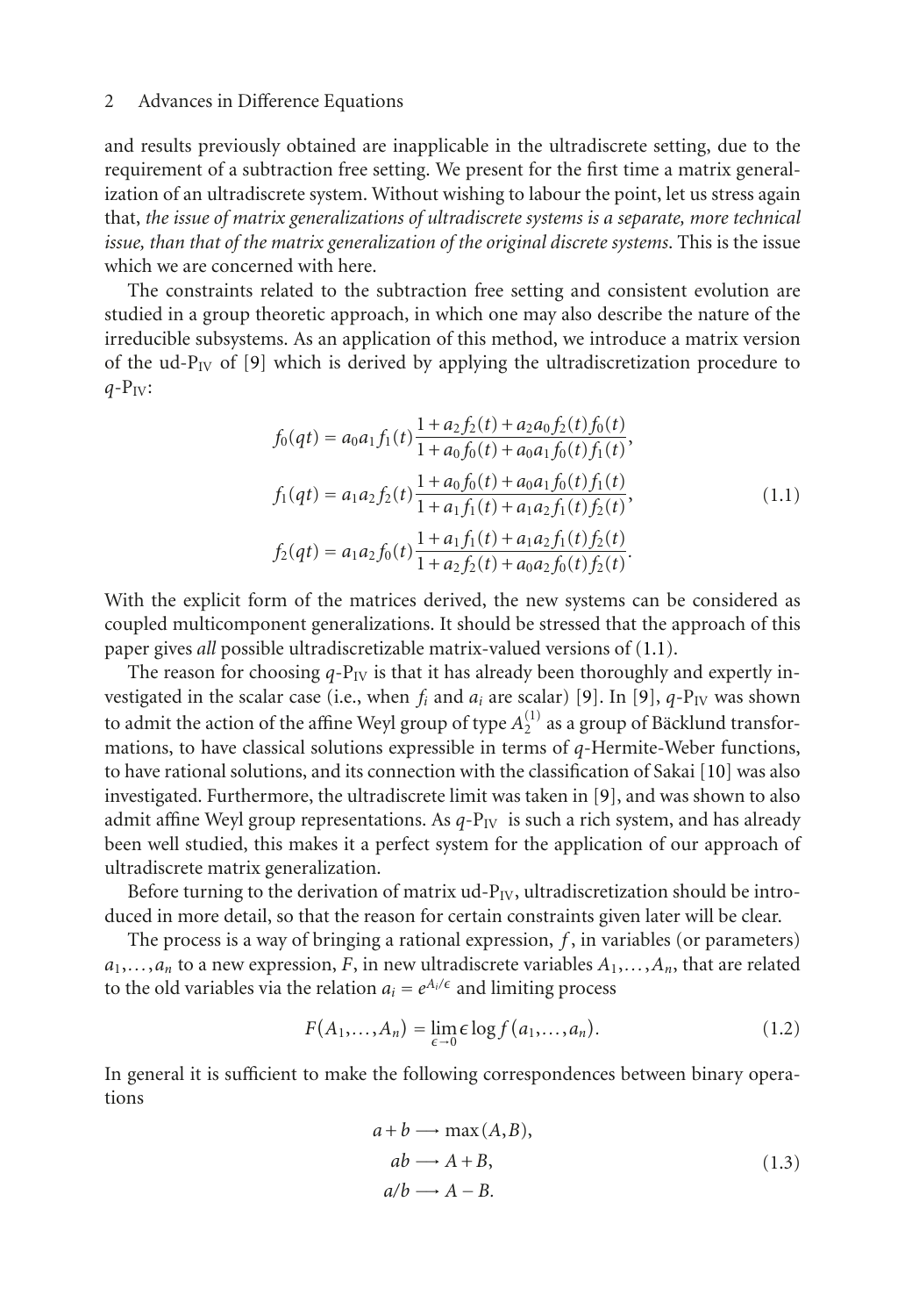and results previously obtained are inapplicable in the ultradiscrete setting, due to the requirement of a subtraction free setting. We present for the first time a matrix generalization of an ultradiscrete system. Without wishing to labour the point, let us stress again that, *the issue of matrix generalizations of ultradiscrete systems is a separate, more technical issue, than that of the matrix generalization of the original discrete systems*. This is the issue which we are concerned with here.

The constraints related to the subtraction free setting and consistent evolution are studied in a group theoretic approach, in which one may also describe the nature of the irreducible subsystems. As an application of this method, we introduce a matrix version of the ud-$\mathrm{P}_{\mathrm{IV}}$ of [9] which is derived by applying the ultradiscretization procedure to $q$-$\mathrm{P}_{\mathrm{IV}}$:

$$
\begin{aligned}
f_0(qt) &= a_0a_1f_1(t)\frac{1+a_2f_2(t)+a_2a_0f_2(t)f_0(t)}{1+a_0f_0(t)+a_0a_1f_0(t)f_1(t)},\\
f_1(qt) &= a_1a_2f_2(t)\frac{1+a_0f_0(t)+a_0a_1f_0(t)f_1(t)}{1+a_1f_1(t)+a_1a_2f_1(t)f_2(t)},\\
f_2(qt) &= a_1a_2f_0(t)\frac{1+a_1f_1(t)+a_1a_2f_1(t)f_2(t)}{1+a_2f_2(t)+a_0a_2f_0(t)f_2(t)}.
\end{aligned}
\tag{1.1}
$$

With the explicit form of the matrices derived, the new systems can be considered as coupled multicomponent generalizations. It should be stressed that the approach of this paper gives *all* possible ultradiscretizable matrix-valued versions of (1.1).

The reason for choosing $q$-$\mathrm{P}_{\mathrm{IV}}$ is that it has already been thoroughly and expertly investigated in the scalar case (i.e., when $f_i$ and $a_i$ are scalar) [9]. In [9], $q$-$\mathrm{P}_{\mathrm{IV}}$ was shown to admit the action of the affine Weyl group of type $A_2^{(1)}$ as a group of Bäcklund transformations, to have classical solutions expressible in terms of $q$-Hermite-Weber functions, to have rational solutions, and its connection with the classification of Sakai [10] was also investigated. Furthermore, the ultradiscrete limit was taken in [9], and was shown to also admit affine Weyl group representations. As $q$-$\mathrm{P}_{\mathrm{IV}}$ is such a rich system, and has already been well studied, this makes it a perfect system for the application of our approach of ultradiscrete matrix generalization.

Before turning to the derivation of matrix ud-$\mathrm{P}_{\mathrm{IV}}$, ultradiscretization should be introduced in more detail, so that the reason for certain constraints given later will be clear.

The process is a way of bringing a rational expression, $f$, in variables (or parameters) $a_1,\ldots,a_n$ to a new expression, $F$, in new ultradiscrete variables $A_1,\ldots,A_n$, that are related to the old variables via the relation $a_i = e^{A_i/\epsilon}$ and limiting process

$$
F(A_1,\ldots,A_n) = \lim_{\epsilon\to 0}\epsilon\log f(a_1,\ldots,a_n). \tag{1.2}
$$

In general it is sufficient to make the following correspondences between binary operations

$$
\begin{aligned}
a+b &\longrightarrow \max(A,B),\\
ab &\longrightarrow A+B,\\
a/b &\longrightarrow A-B.
\end{aligned}
\tag{1.3}
$$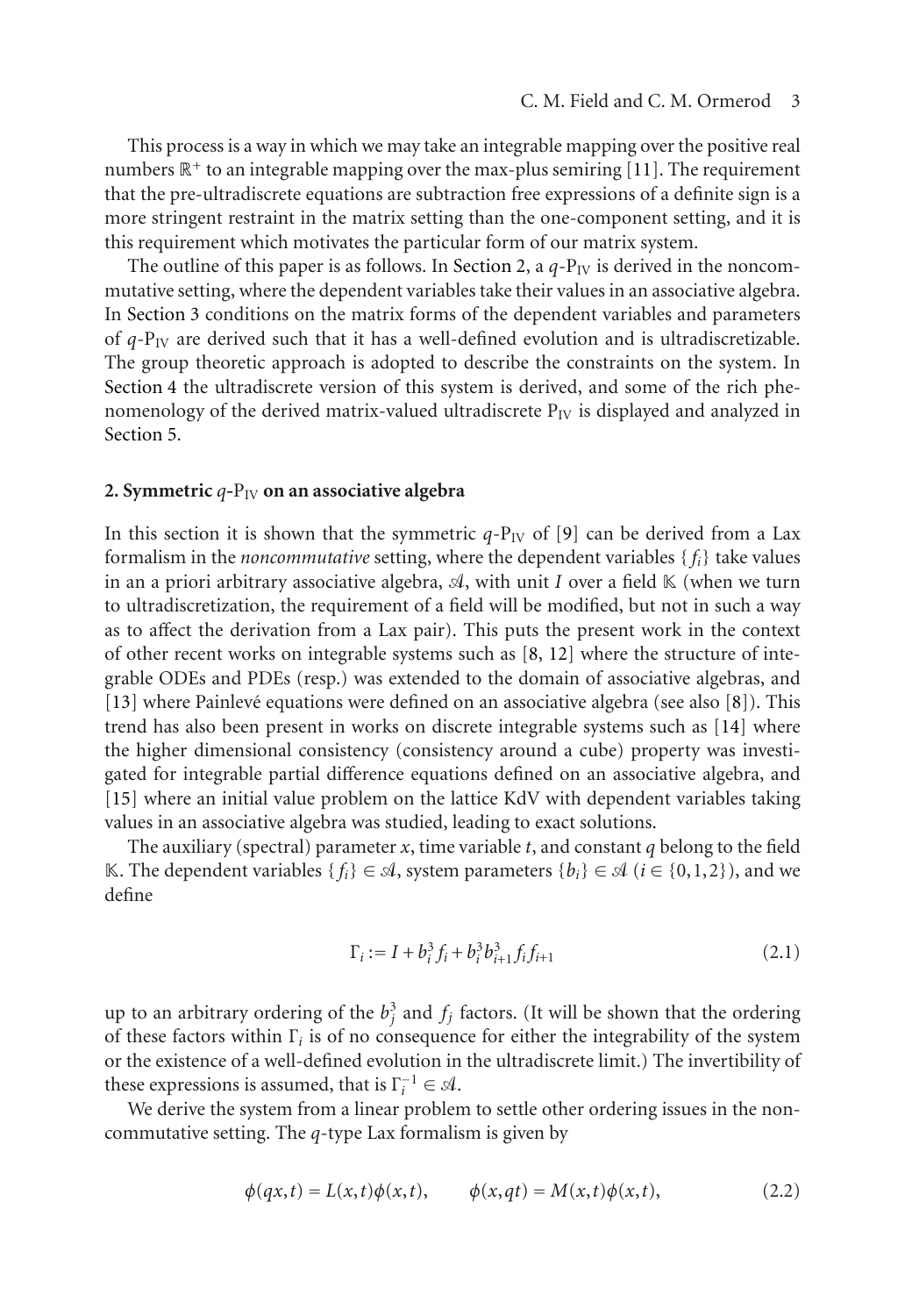This process is a way in which we may take an integrable mapping over the positive real numbers $\mathbb{R}^+$ to an integrable mapping over the max-plus semiring [11]. The requirement that the pre-ultradiscrete equations are subtraction free expressions of a definite sign is a more stringent restraint in the matrix setting than the one-component setting, and it is this requirement which motivates the particular form of our matrix system.

The outline of this paper is as follows. In Section 2, a $q$-$\mathrm{P}_{\mathrm{IV}}$ is derived in the noncommutative setting, where the dependent variables take their values in an associative algebra. In Section 3 conditions on the matrix forms of the dependent variables and parameters of $q$-$\mathrm{P}_{\mathrm{IV}}$ are derived such that it has a well-defined evolution and is ultradiscretizable. The group theoretic approach is adopted to describe the constraints on the system. In Section 4 the ultradiscrete version of this system is derived, and some of the rich phenomenology of the derived matrix-valued ultradiscrete $\mathrm{P}_{\mathrm{IV}}$ is displayed and analyzed in Section 5.

## 2. Symmetric $q$-$\mathrm{P}_{\mathrm{IV}}$ on an associative algebra

In this section it is shown that the symmetric $q$-$\mathrm{P}_{\mathrm{IV}}$ of [9] can be derived from a Lax formalism in the *noncommutative* setting, where the dependent variables $\{f_i\}$ take values in an a priori arbitrary associative algebra, $\mathscr{A}$, with unit $I$ over a field $\mathbb{K}$ (when we turn to ultradiscretization, the requirement of a field will be modified, but not in such a way as to affect the derivation from a Lax pair). This puts the present work in the context of other recent works on integrable systems such as [8, 12] where the structure of integrable ODEs and PDEs (resp.) was extended to the domain of associative algebras, and [13] where Painlevé equations were defined on an associative algebra (see also [8]). This trend has also been present in works on discrete integrable systems such as [14] where the higher dimensional consistency (consistency around a cube) property was investigated for integrable partial difference equations defined on an associative algebra, and [15] where an initial value problem on the lattice KdV with dependent variables taking values in an associative algebra was studied, leading to exact solutions.

The auxiliary (spectral) parameter $x$, time variable $t$, and constant $q$ belong to the field $\mathbb{K}$. The dependent variables $\{f_i\} \in \mathscr{A}$, system parameters $\{b_i\} \in \mathscr{A}$ ($i \in \{0,1,2\}$), and we define

$$\Gamma_i := I + b_i^3 f_i + b_i^3 b_{i+1}^3 f_i f_{i+1} \tag{2.1}$$

up to an arbitrary ordering of the $b_j^3$ and $f_j$ factors. (It will be shown that the ordering of these factors within $\Gamma_i$ is of no consequence for either the integrability of the system or the existence of a well-defined evolution in the ultradiscrete limit.) The invertibility of these expressions is assumed, that is $\Gamma_i^{-1} \in \mathscr{A}$.

We derive the system from a linear problem to settle other ordering issues in the noncommutative setting. The $q$-type Lax formalism is given by

$$\phi(qx,t) = L(x,t)\phi(x,t), \qquad \phi(x,qt) = M(x,t)\phi(x,t), \tag{2.2}$$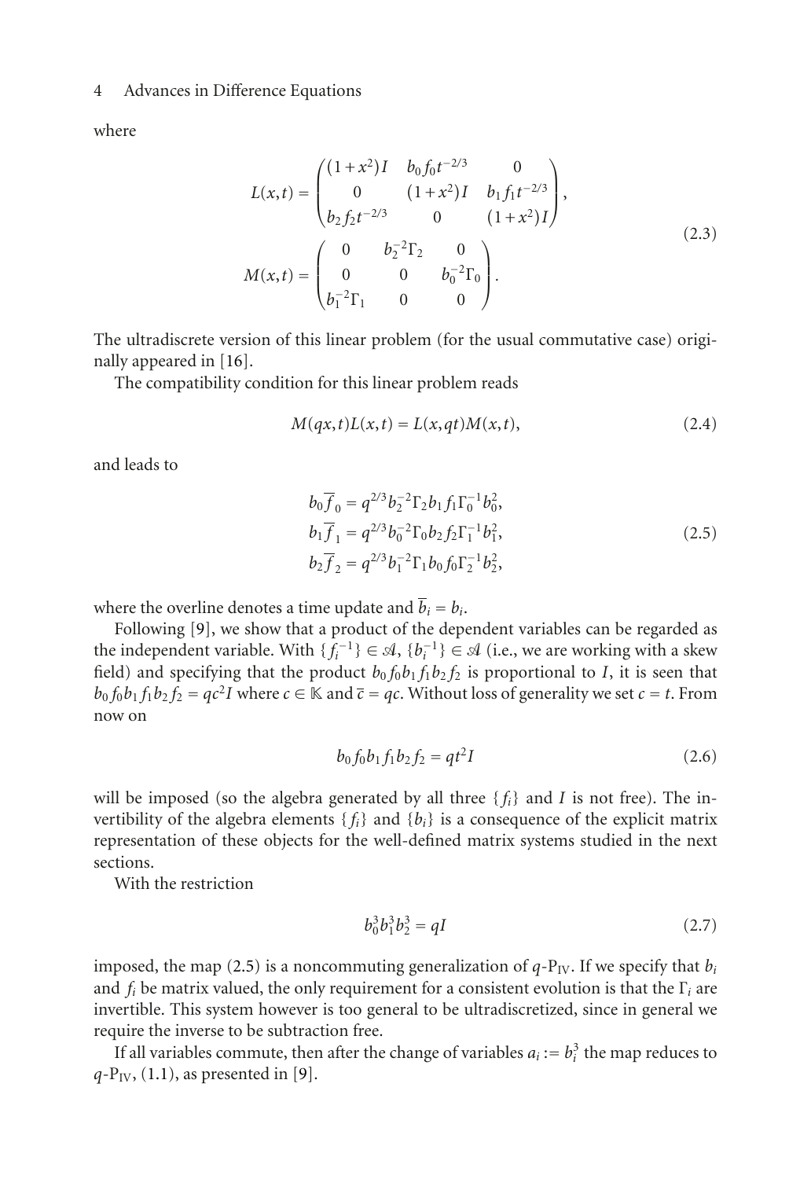where

$$
\begin{aligned}
L(x,t) &= \begin{pmatrix} (1+x^2)I & b_0 f_0 t^{-2/3} & 0 \\ 0 & (1+x^2)I & b_1 f_1 t^{-2/3} \\ b_2 f_2 t^{-2/3} & 0 & (1+x^2)I \end{pmatrix}, \\
M(x,t) &= \begin{pmatrix} 0 & b_2^{-2}\Gamma_2 & 0 \\ 0 & 0 & b_0^{-2}\Gamma_0 \\ b_1^{-2}\Gamma_1 & 0 & 0 \end{pmatrix}.
\end{aligned}
\tag{2.3}
$$

The ultradiscrete version of this linear problem (for the usual commutative case) originally appeared in [16].

The compatibility condition for this linear problem reads

$$
M(qx,t)L(x,t) = L(x,qt)M(x,t), \tag{2.4}
$$

and leads to

$$
\begin{aligned}
b_0 \overline{f}_0 &= q^{2/3} b_2^{-2}\Gamma_2 b_1 f_1 \Gamma_0^{-1} b_0^2, \\
b_1 \overline{f}_1 &= q^{2/3} b_0^{-2}\Gamma_0 b_2 f_2 \Gamma_1^{-1} b_1^2, \\
b_2 \overline{f}_2 &= q^{2/3} b_1^{-2}\Gamma_1 b_0 f_0 \Gamma_2^{-1} b_2^2,
\end{aligned}
\tag{2.5}
$$

where the overline denotes a time update and $\overline{b}_i = b_i$.

Following [9], we show that a product of the dependent variables can be regarded as the independent variable. With $\{f_i^{-1}\} \in \mathcal{A}$, $\{b_i^{-1}\} \in \mathcal{A}$ (i.e., we are working with a skew field) and specifying that the product $b_0 f_0 b_1 f_1 b_2 f_2$ is proportional to $I$, it is seen that $b_0 f_0 b_1 f_1 b_2 f_2 = qc^2 I$ where $c \in \mathbb{K}$ and $\overline{c} = qc$. Without loss of generality we set $c = t$. From now on

$$
b_0 f_0 b_1 f_1 b_2 f_2 = qt^2 I \tag{2.6}
$$

will be imposed (so the algebra generated by all three $\{f_i\}$ and $I$ is not free). The invertibility of the algebra elements $\{f_i\}$ and $\{b_i\}$ is a consequence of the explicit matrix representation of these objects for the well-defined matrix systems studied in the next sections.

With the restriction

$$
b_0^3 b_1^3 b_2^3 = qI \tag{2.7}
$$

imposed, the map (2.5) is a noncommuting generalization of $q$-$\mathrm{P_{IV}}$. If we specify that $b_i$ and $f_i$ be matrix valued, the only requirement for a consistent evolution is that the $\Gamma_i$ are invertible. This system however is too general to be ultradiscretized, since in general we require the inverse to be subtraction free.

If all variables commute, then after the change of variables $a_i := b_i^3$ the map reduces to $q$-$\mathrm{P_{IV}}$, (1.1), as presented in [9].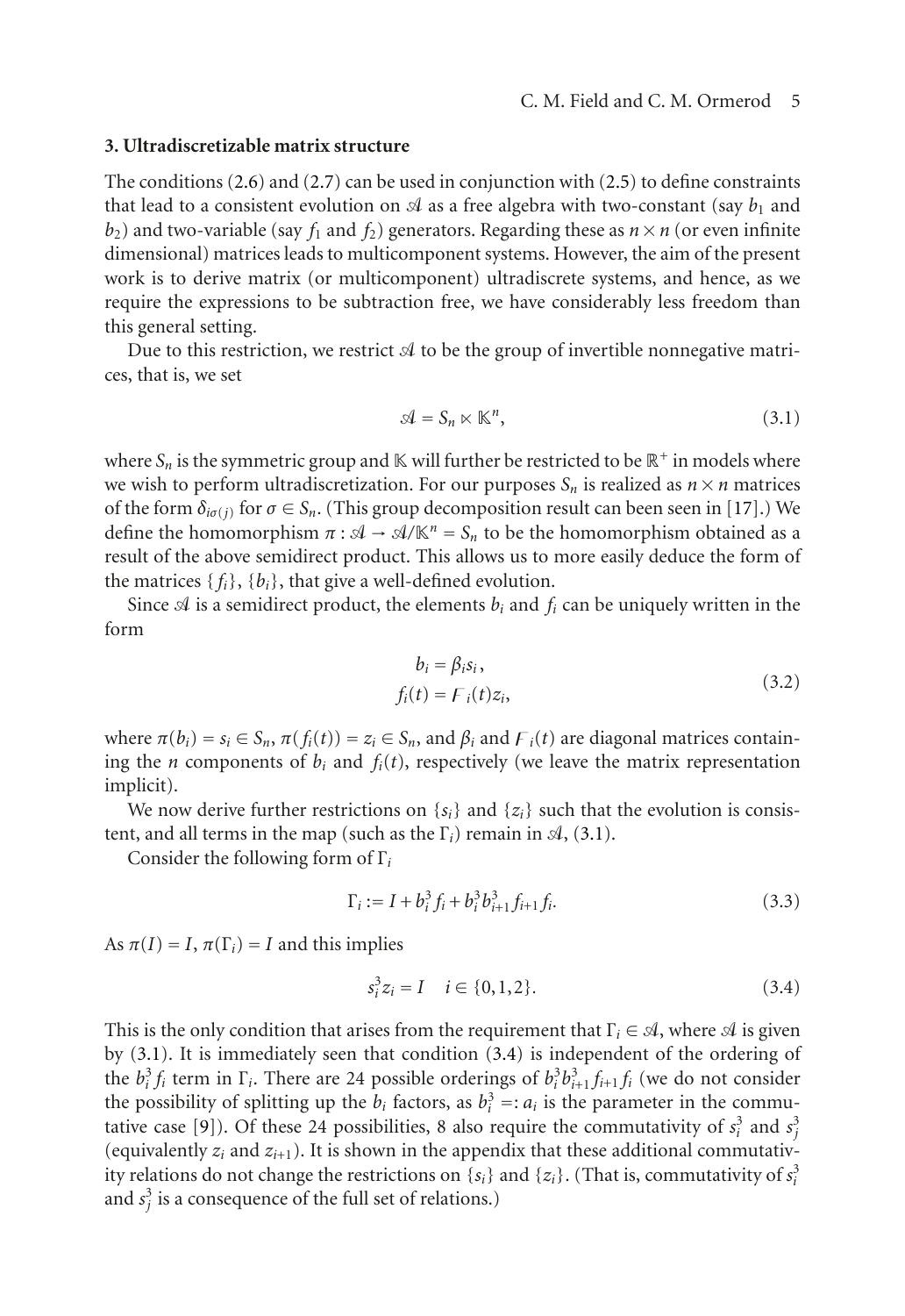## 3. Ultradiscretizable matrix structure

The conditions (2.6) and (2.7) can be used in conjunction with (2.5) to define constraints that lead to a consistent evolution on $\mathcal{A}$ as a free algebra with two-constant (say $b_1$ and $b_2$) and two-variable (say $f_1$ and $f_2$) generators. Regarding these as $n \times n$ (or even infinite dimensional) matrices leads to multicomponent systems. However, the aim of the present work is to derive matrix (or multicomponent) ultradiscrete systems, and hence, as we require the expressions to be subtraction free, we have considerably less freedom than this general setting.

Due to this restriction, we restrict $\mathcal{A}$ to be the group of invertible nonnegative matrices, that is, we set

$$\mathcal{A} = S_n \ltimes \mathbb{K}^n, \tag{3.1}$$

where $S_n$ is the symmetric group and $\mathbb{K}$ will further be restricted to be $\mathbb{R}^+$ in models where we wish to perform ultradiscretization. For our purposes $S_n$ is realized as $n \times n$ matrices of the form $\delta_{i\sigma(j)}$ for $\sigma \in S_n$. (This group decomposition result can been seen in [17].) We define the homomorphism $\pi : \mathcal{A} \to \mathcal{A}/\mathbb{K}^n = S_n$ to be the homomorphism obtained as a result of the above semidirect product. This allows us to more easily deduce the form of the matrices $\{f_i\}$, $\{b_i\}$, that give a well-defined evolution.

Since $\mathcal{A}$ is a semidirect product, the elements $b_i$ and $f_i$ can be uniquely written in the form

$$\begin{aligned} b_i &= \beta_i s_i, \\ f_i(t) &= \digamma_i(t) z_i, \end{aligned} \tag{3.2}$$

where $\pi(b_i) = s_i \in S_n$, $\pi(f_i(t)) = z_i \in S_n$, and $\beta_i$ and $\digamma_i(t)$ are diagonal matrices containing the $n$ components of $b_i$ and $f_i(t)$, respectively (we leave the matrix representation implicit).

We now derive further restrictions on $\{s_i\}$ and $\{z_i\}$ such that the evolution is consistent, and all terms in the map (such as the $\Gamma_i$) remain in $\mathcal{A}$, (3.1).

Consider the following form of $\Gamma_i$

$$\Gamma_i := I + b_i^3 f_i + b_i^3 b_{i+1}^3 f_{i+1} f_i. \tag{3.3}$$

As $\pi(I) = I$, $\pi(\Gamma_i) = I$ and this implies

$$s_i^3 z_i = I \quad i \in \{0, 1, 2\}. \tag{3.4}$$

This is the only condition that arises from the requirement that $\Gamma_i \in \mathcal{A}$, where $\mathcal{A}$ is given by (3.1). It is immediately seen that condition (3.4) is independent of the ordering of the $b_i^3 f_i$ term in $\Gamma_i$. There are 24 possible orderings of $b_i^3 b_{i+1}^3 f_{i+1} f_i$ (we do not consider the possibility of splitting up the $b_i$ factors, as $b_i^3 =: a_i$ is the parameter in the commutative case [9]). Of these 24 possibilities, 8 also require the commutativity of $s_i^3$ and $s_j^3$ (equivalently $z_i$ and $z_{i+1}$). It is shown in the appendix that these additional commutativity relations do not change the restrictions on $\{s_i\}$ and $\{z_i\}$. (That is, commutativity of $s_i^3$ and $s_j^3$ is a consequence of the full set of relations.)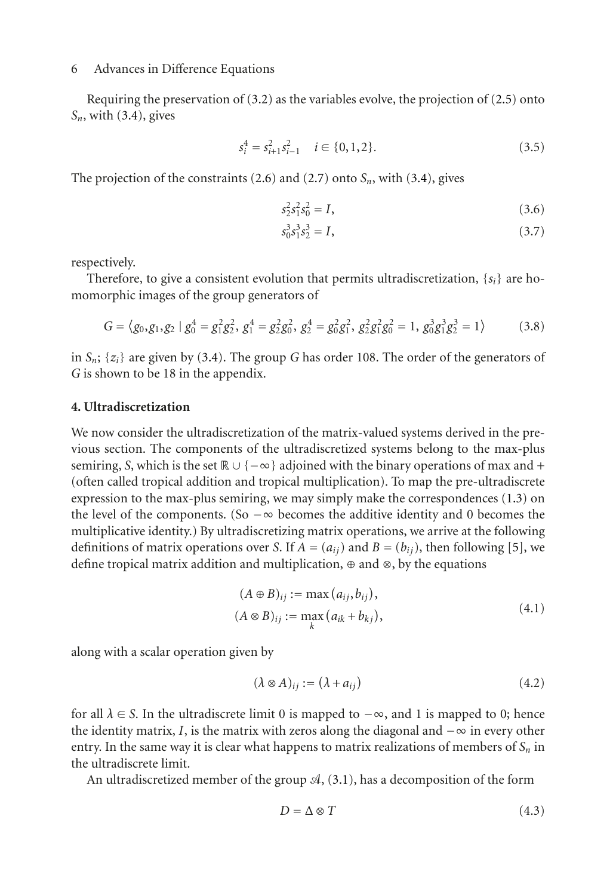Requiring the preservation of (3.2) as the variables evolve, the projection of (2.5) onto $S_n$, with (3.4), gives

$$s_i^4 = s_{i+1}^2 s_{i-1}^2 \quad i \in \{0,1,2\}. \tag{3.5}$$

The projection of the constraints (2.6) and (2.7) onto $S_n$, with (3.4), gives

$$s_2^2 s_1^2 s_0^2 = I, \tag{3.6}$$

$$s_0^3 s_1^3 s_2^3 = I, \tag{3.7}$$

respectively.

Therefore, to give a consistent evolution that permits ultradiscretization, $\{s_i\}$ are homomorphic images of the group generators of

$$G = \langle g_0, g_1, g_2 \mid g_0^4 = g_1^2 g_2^2,\ g_1^4 = g_2^2 g_0^2,\ g_2^4 = g_0^2 g_1^2,\ g_2^2 g_1^2 g_0^2 = 1,\ g_0^3 g_1^3 g_2^3 = 1 \rangle \tag{3.8}$$

in $S_n$; $\{z_i\}$ are given by (3.4). The group $G$ has order 108. The order of the generators of $G$ is shown to be 18 in the appendix.

## 4. Ultradiscretization

We now consider the ultradiscretization of the matrix-valued systems derived in the previous section. The components of the ultradiscretized systems belong to the max-plus semiring, $S$, which is the set $\mathbb{R} \cup \{-\infty\}$ adjoined with the binary operations of max and + (often called tropical addition and tropical multiplication). To map the pre-ultradiscrete expression to the max-plus semiring, we may simply make the correspondences (1.3) on the level of the components. (So $-\infty$ becomes the additive identity and 0 becomes the multiplicative identity.) By ultradiscretizing matrix operations, we arrive at the following definitions of matrix operations over $S$. If $A = (a_{ij})$ and $B = (b_{ij})$, then following [5], we define tropical matrix addition and multiplication, $\oplus$ and $\otimes$, by the equations

$$\begin{aligned} (A \oplus B)_{ij} &:= \max\left(a_{ij}, b_{ij}\right), \\ (A \otimes B)_{ij} &:= \max_k \left(a_{ik} + b_{kj}\right), \end{aligned} \tag{4.1}$$

along with a scalar operation given by

$$(\lambda \otimes A)_{ij} := \left(\lambda + a_{ij}\right) \tag{4.2}$$

for all $\lambda \in S$. In the ultradiscrete limit 0 is mapped to $-\infty$, and 1 is mapped to 0; hence the identity matrix, $I$, is the matrix with zeros along the diagonal and $-\infty$ in every other entry. In the same way it is clear what happens to matrix realizations of members of $S_n$ in the ultradiscrete limit.

An ultradiscretized member of the group $\mathcal{A}$, (3.1), has a decomposition of the form

$$D = \Delta \otimes T \tag{4.3}$$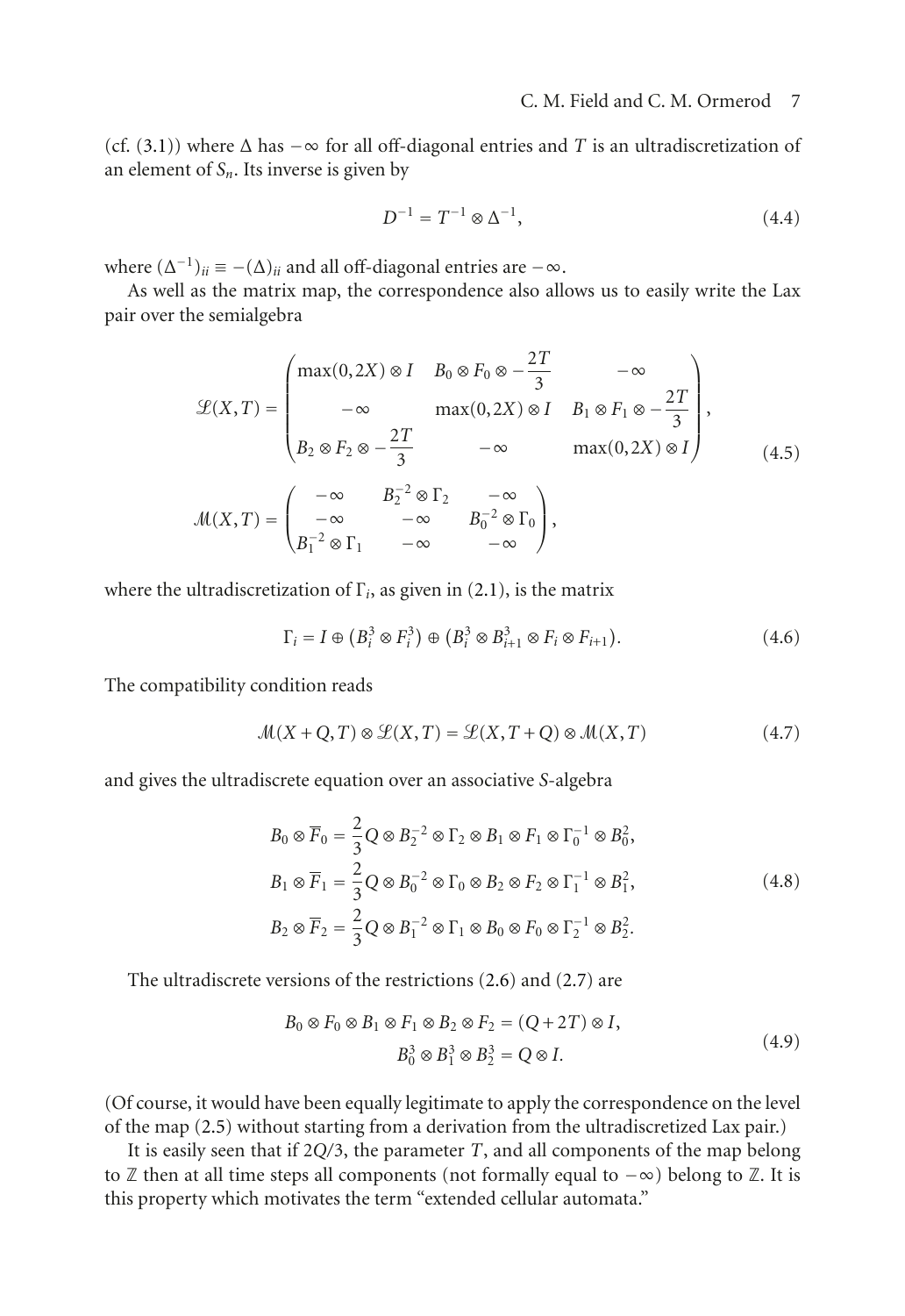(cf. (3.1)) where $\Delta$ has $-\infty$ for all off-diagonal entries and $T$ is an ultradiscretization of an element of $S_n$. Its inverse is given by

$$D^{-1} = T^{-1} \otimes \Delta^{-1}, \tag{4.4}$$

where $(\Delta^{-1})_{ii} \equiv -(\Delta)_{ii}$ and all off-diagonal entries are $-\infty$.

As well as the matrix map, the correspondence also allows us to easily write the Lax pair over the semialgebra

$$\mathcal{L}(X,T) = \begin{pmatrix} \max(0,2X) \otimes I & B_0 \otimes F_0 \otimes -\dfrac{2T}{3} & -\infty \\ -\infty & \max(0,2X) \otimes I & B_1 \otimes F_1 \otimes -\dfrac{2T}{3} \\ B_2 \otimes F_2 \otimes -\dfrac{2T}{3} & -\infty & \max(0,2X) \otimes I \end{pmatrix},$$
$$\mathcal{M}(X,T) = \begin{pmatrix} -\infty & B_2^{-2} \otimes \Gamma_2 & -\infty \\ -\infty & -\infty & B_0^{-2} \otimes \Gamma_0 \\ B_1^{-2} \otimes \Gamma_1 & -\infty & -\infty \end{pmatrix}, \tag{4.5}$$

where the ultradiscretization of $\Gamma_i$, as given in (2.1), is the matrix

$$\Gamma_i = I \oplus (B_i^3 \otimes F_i^3) \oplus (B_i^3 \otimes B_{i+1}^3 \otimes F_i \otimes F_{i+1}). \tag{4.6}$$

The compatibility condition reads

$$\mathcal{M}(X+Q,T) \otimes \mathcal{L}(X,T) = \mathcal{L}(X,T+Q) \otimes \mathcal{M}(X,T) \tag{4.7}$$

and gives the ultradiscrete equation over an associative $S$-algebra

$$\begin{aligned} B_0 \otimes \overline{F}_0 &= \frac{2}{3}Q \otimes B_2^{-2} \otimes \Gamma_2 \otimes B_1 \otimes F_1 \otimes \Gamma_0^{-1} \otimes B_0^2, \\ B_1 \otimes \overline{F}_1 &= \frac{2}{3}Q \otimes B_0^{-2} \otimes \Gamma_0 \otimes B_2 \otimes F_2 \otimes \Gamma_1^{-1} \otimes B_1^2, \\ B_2 \otimes \overline{F}_2 &= \frac{2}{3}Q \otimes B_1^{-2} \otimes \Gamma_1 \otimes B_0 \otimes F_0 \otimes \Gamma_2^{-1} \otimes B_2^2. \end{aligned} \tag{4.8}$$

The ultradiscrete versions of the restrictions (2.6) and (2.7) are

$$\begin{aligned} B_0 \otimes F_0 \otimes B_1 \otimes F_1 \otimes B_2 \otimes F_2 &= (Q+2T) \otimes I, \\ B_0^3 \otimes B_1^3 \otimes B_2^3 &= Q \otimes I. \end{aligned} \tag{4.9}$$

(Of course, it would have been equally legitimate to apply the correspondence on the level of the map (2.5) without starting from a derivation from the ultradiscretized Lax pair.)

It is easily seen that if $2Q/3$, the parameter $T$, and all components of the map belong to $\mathbb{Z}$ then at all time steps all components (not formally equal to $-\infty$) belong to $\mathbb{Z}$. It is this property which motivates the term "extended cellular automata."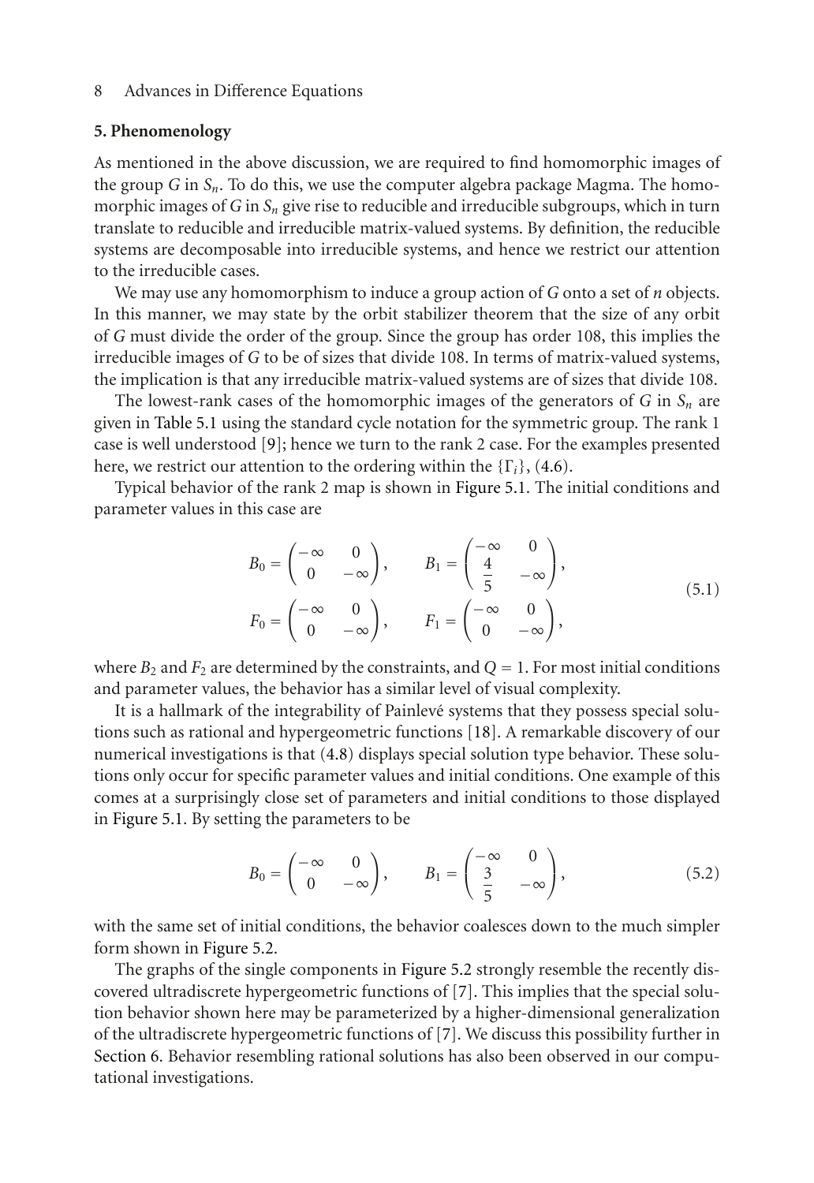## 5. Phenomenology

As mentioned in the above discussion, we are required to find homomorphic images of the group $G$ in $S_n$. To do this, we use the computer algebra package Magma. The homomorphic images of $G$ in $S_n$ give rise to reducible and irreducible subgroups, which in turn translate to reducible and irreducible matrix-valued systems. By definition, the reducible systems are decomposable into irreducible systems, and hence we restrict our attention to the irreducible cases.

We may use any homomorphism to induce a group action of $G$ onto a set of $n$ objects. In this manner, we may state by the orbit stabilizer theorem that the size of any orbit of $G$ must divide the order of the group. Since the group has order 108, this implies the irreducible images of $G$ to be of sizes that divide 108. In terms of matrix-valued systems, the implication is that any irreducible matrix-valued systems are of sizes that divide 108.

The lowest-rank cases of the homomorphic images of the generators of $G$ in $S_n$ are given in Table 5.1 using the standard cycle notation for the symmetric group. The rank 1 case is well understood [9]; hence we turn to the rank 2 case. For the examples presented here, we restrict our attention to the ordering within the $\{\Gamma_i\}$, (4.6).

Typical behavior of the rank 2 map is shown in Figure 5.1. The initial conditions and parameter values in this case are

$$
\begin{aligned}
B_0 &= \begin{pmatrix} -\infty & 0 \\ 0 & -\infty \end{pmatrix}, \qquad B_1 = \begin{pmatrix} -\infty & 0 \\ \dfrac{4}{5} & -\infty \end{pmatrix}, \\
F_0 &= \begin{pmatrix} -\infty & 0 \\ 0 & -\infty \end{pmatrix}, \qquad F_1 = \begin{pmatrix} -\infty & 0 \\ 0 & -\infty \end{pmatrix},
\end{aligned}
\tag{5.1}
$$

where $B_2$ and $F_2$ are determined by the constraints, and $Q = 1$. For most initial conditions and parameter values, the behavior has a similar level of visual complexity.

It is a hallmark of the integrability of Painlevé systems that they possess special solutions such as rational and hypergeometric functions [18]. A remarkable discovery of our numerical investigations is that (4.8) displays special solution type behavior. These solutions only occur for specific parameter values and initial conditions. One example of this comes at a surprisingly close set of parameters and initial conditions to those displayed in Figure 5.1. By setting the parameters to be

$$
B_0 = \begin{pmatrix} -\infty & 0 \\ 0 & -\infty \end{pmatrix}, \qquad B_1 = \begin{pmatrix} -\infty & 0 \\ \dfrac{3}{5} & -\infty \end{pmatrix},
\tag{5.2}
$$

with the same set of initial conditions, the behavior coalesces down to the much simpler form shown in Figure 5.2.

The graphs of the single components in Figure 5.2 strongly resemble the recently discovered ultradiscrete hypergeometric functions of [7]. This implies that the special solution behavior shown here may be parameterized by a higher-dimensional generalization of the ultradiscrete hypergeometric functions of [7]. We discuss this possibility further in Section 6. Behavior resembling rational solutions has also been observed in our computational investigations.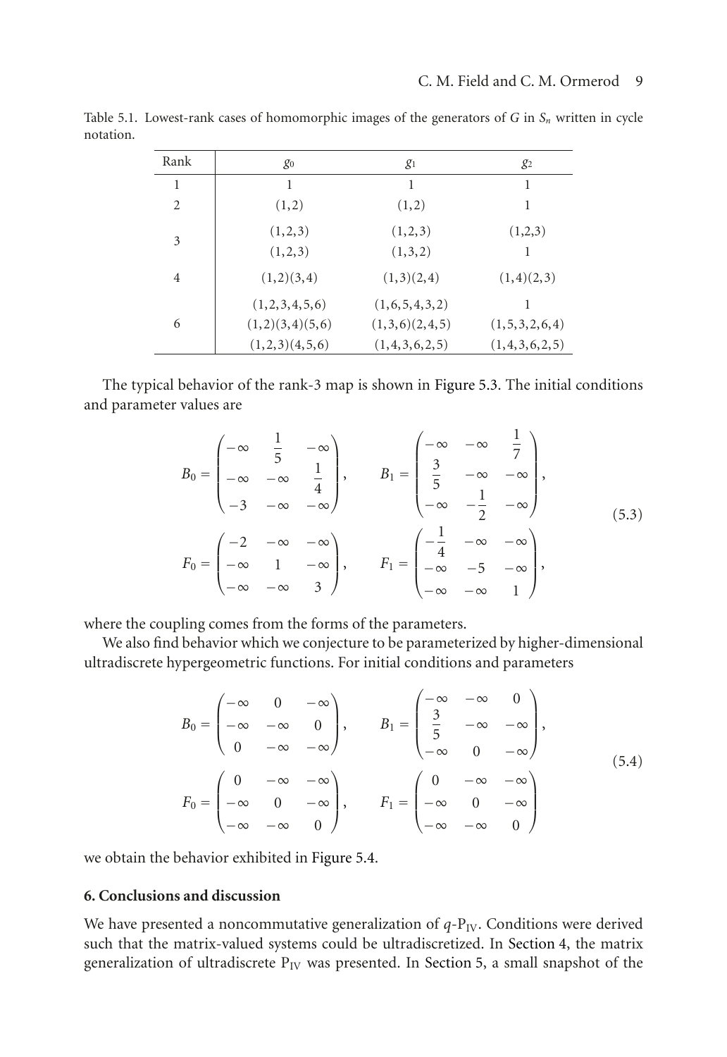Table 5.1. Lowest-rank cases of homomorphic images of the generators of $G$ in $S_n$ written in cycle notation.

| Rank | $g_0$ | $g_1$ | $g_2$ |
|---|---|---|---|
| 1 | 1 | 1 | 1 |
| 2 | $(1,2)$ | $(1,2)$ | 1 |
| 3 | $(1,2,3)$ | $(1,2,3)$ | $(1,2,3)$ |
| | $(1,2,3)$ | $(1,3,2)$ | 1 |
| 4 | $(1,2)(3,4)$ | $(1,3)(2,4)$ | $(1,4)(2,3)$ |
| 6 | $(1,2,3,4,5,6)$ | $(1,6,5,4,3,2)$ | 1 |
| | $(1,2)(3,4)(5,6)$ | $(1,3,6)(2,4,5)$ | $(1,5,3,2,6,4)$ |
| | $(1,2,3)(4,5,6)$ | $(1,4,3,6,2,5)$ | $(1,4,3,6,2,5)$ |

The typical behavior of the rank-3 map is shown in Figure 5.3. The initial conditions and parameter values are

$$B_0 = \begin{pmatrix} -\infty & \frac{1}{5} & -\infty \\ -\infty & -\infty & \frac{1}{4} \\ -3 & -\infty & -\infty \end{pmatrix}, \qquad B_1 = \begin{pmatrix} -\infty & -\infty & \frac{1}{7} \\ \frac{3}{5} & -\infty & -\infty \\ -\infty & -\frac{1}{2} & -\infty \end{pmatrix},$$
$$F_0 = \begin{pmatrix} -2 & -\infty & -\infty \\ -\infty & 1 & -\infty \\ -\infty & -\infty & 3 \end{pmatrix}, \qquad F_1 = \begin{pmatrix} -\frac{1}{4} & -\infty & -\infty \\ -\infty & -5 & -\infty \\ -\infty & -\infty & 1 \end{pmatrix}, \tag{5.3}$$

where the coupling comes from the forms of the parameters.

We also find behavior which we conjecture to be parameterized by higher-dimensional ultradiscrete hypergeometric functions. For initial conditions and parameters

$$B_0 = \begin{pmatrix} -\infty & 0 & -\infty \\ -\infty & -\infty & 0 \\ 0 & -\infty & -\infty \end{pmatrix}, \qquad B_1 = \begin{pmatrix} -\infty & -\infty & 0 \\ \frac{3}{5} & -\infty & -\infty \\ -\infty & 0 & -\infty \end{pmatrix},$$
$$F_0 = \begin{pmatrix} 0 & -\infty & -\infty \\ -\infty & 0 & -\infty \\ -\infty & -\infty & 0 \end{pmatrix}, \qquad F_1 = \begin{pmatrix} 0 & -\infty & -\infty \\ -\infty & 0 & -\infty \\ -\infty & -\infty & 0 \end{pmatrix} \tag{5.4}$$

we obtain the behavior exhibited in Figure 5.4.

## 6. Conclusions and discussion

We have presented a noncommutative generalization of $q$-$\mathrm{P}_{\mathrm{IV}}$. Conditions were derived such that the matrix-valued systems could be ultradiscretized. In Section 4, the matrix generalization of ultradiscrete $\mathrm{P}_{\mathrm{IV}}$ was presented. In Section 5, a small snapshot of the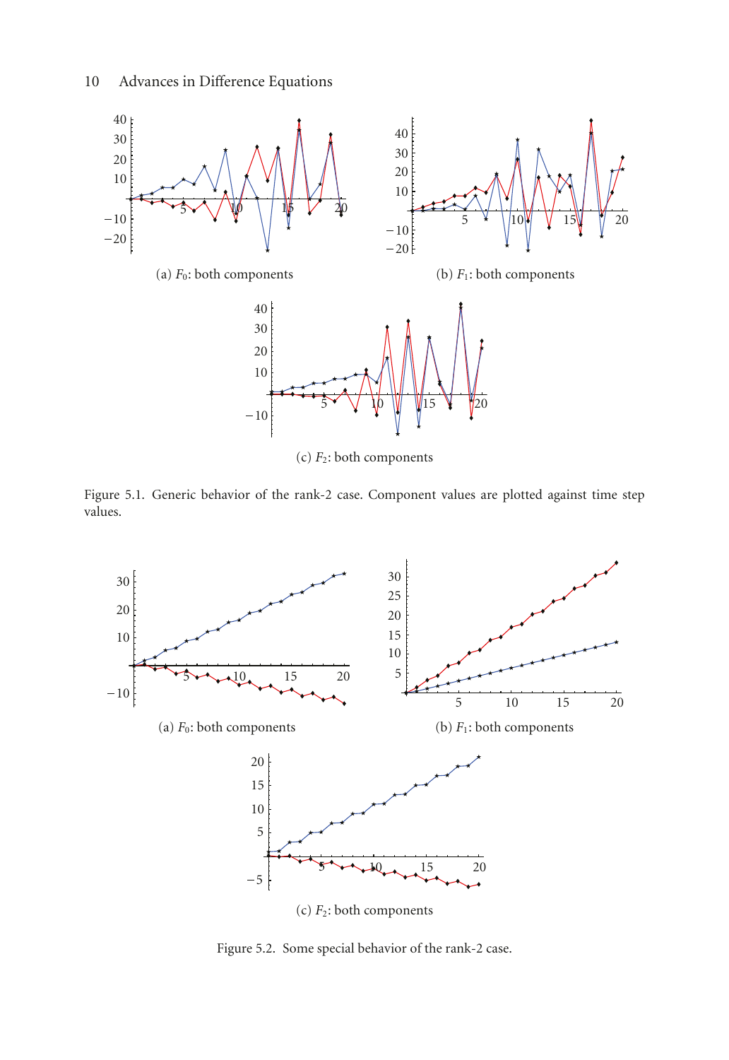(a) $F_0$: both components

(b) $F_1$: both components

(c) $F_2$: both components

Figure 5.1. Generic behavior of the rank-2 case. Component values are plotted against time step values.

(a) $F_0$: both components

(b) $F_1$: both components

(c) $F_2$: both components

Figure 5.2. Some special behavior of the rank-2 case.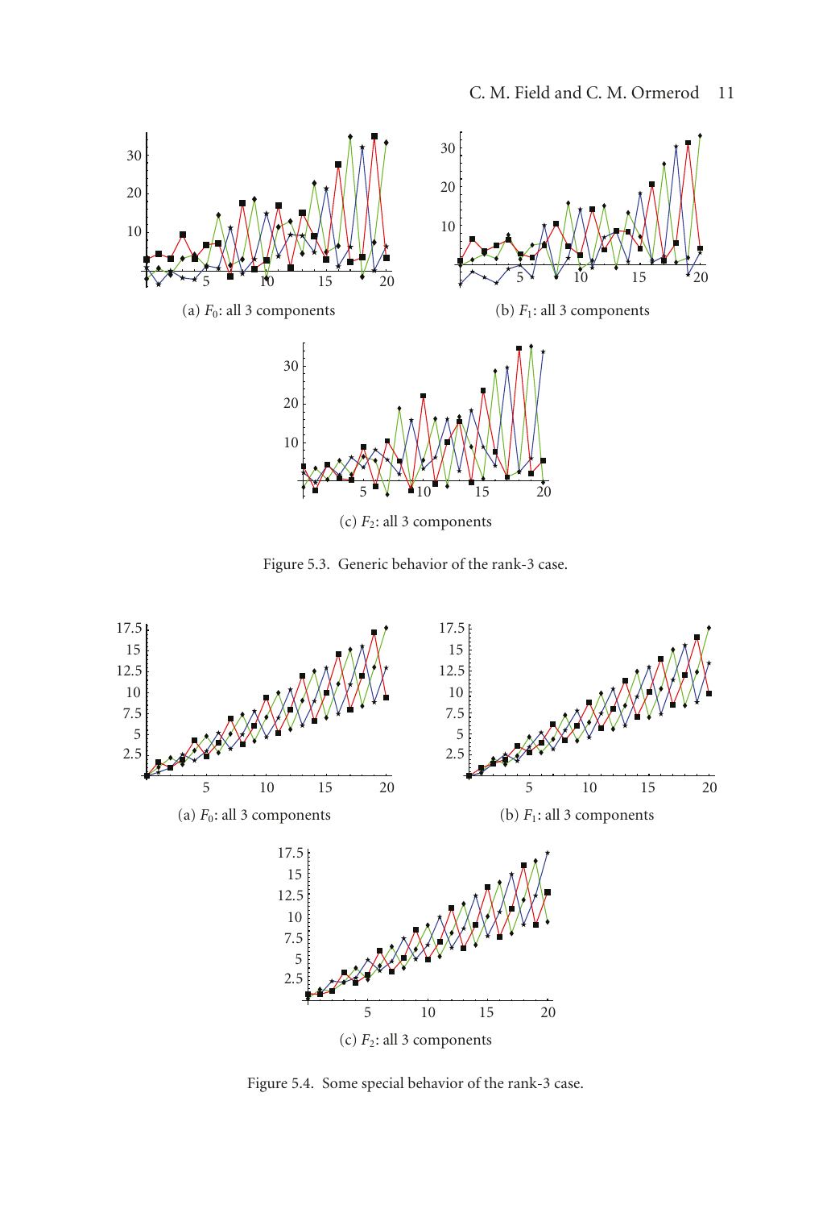(a) $F_0$: all 3 components

(b) $F_1$: all 3 components

(c) $F_2$: all 3 components

Figure 5.3. Generic behavior of the rank-3 case.

(a) $F_0$: all 3 components

(b) $F_1$: all 3 components

(c) $F_2$: all 3 components

Figure 5.4. Some special behavior of the rank-3 case.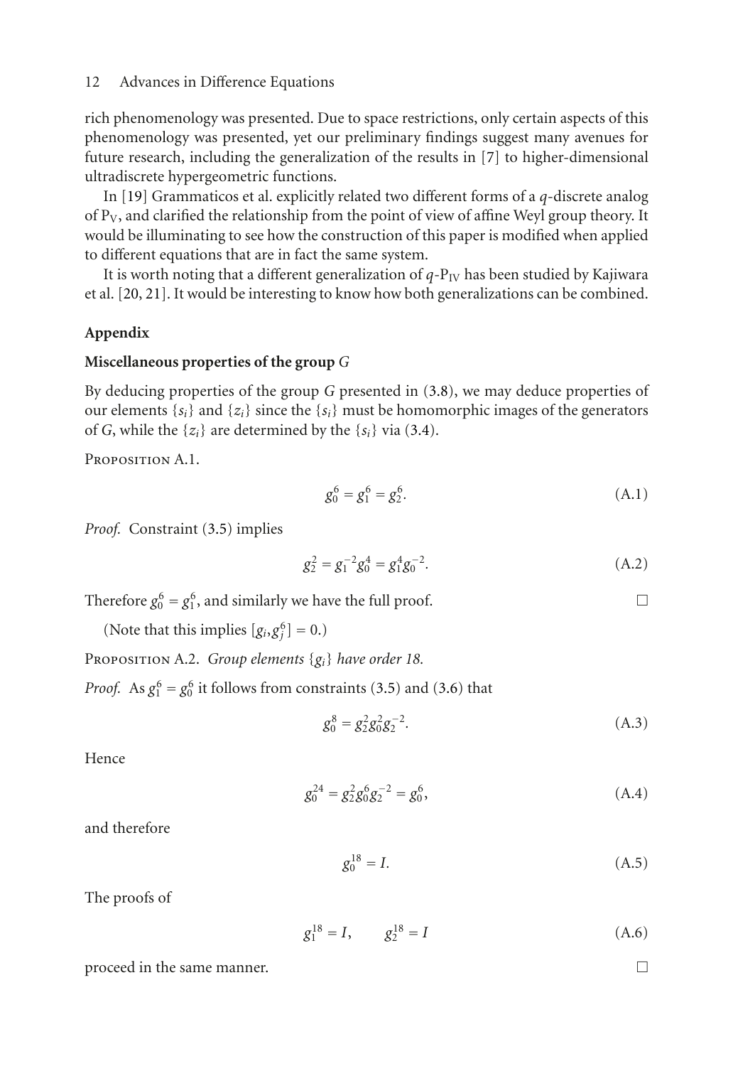rich phenomenology was presented. Due to space restrictions, only certain aspects of this phenomenology was presented, yet our preliminary findings suggest many avenues for future research, including the generalization of the results in [7] to higher-dimensional ultradiscrete hypergeometric functions.

In [19] Grammaticos et al. explicitly related two different forms of a $q$-discrete analog of $P_V$, and clarified the relationship from the point of view of affine Weyl group theory. It would be illuminating to see how the construction of this paper is modified when applied to different equations that are in fact the same system.

It is worth noting that a different generalization of $q$-$P_{IV}$ has been studied by Kajiwara et al. [20, 21]. It would be interesting to know how both generalizations can be combined.

## Appendix

### Miscellaneous properties of the group $G$

By deducing properties of the group $G$ presented in (3.8), we may deduce properties of our elements $\{s_i\}$ and $\{z_i\}$ since the $\{s_i\}$ must be homomorphic images of the generators of $G$, while the $\{z_i\}$ are determined by the $\{s_i\}$ via (3.4).

Proposition A.1.

$$g_0^6 = g_1^6 = g_2^6. \tag{A.1}$$

*Proof.* Constraint (3.5) implies

$$g_2^2 = g_1^{-2} g_0^4 = g_1^4 g_0^{-2}. \tag{A.2}$$

Therefore $g_0^6 = g_1^6$, and similarly we have the full proof. □

(Note that this implies $[g_i, g_j^6] = 0$.)

Proposition A.2. *Group elements $\{g_i\}$ have order 18.*

*Proof.* As $g_1^6 = g_0^6$ it follows from constraints (3.5) and (3.6) that

$$g_0^8 = g_2^2 g_0^2 g_2^{-2}. \tag{A.3}$$

Hence

$$g_0^{24} = g_2^2 g_0^6 g_2^{-2} = g_0^6, \tag{A.4}$$

and therefore

$$g_0^{18} = I. \tag{A.5}$$

The proofs of

$$g_1^{18} = I, \qquad g_2^{18} = I \tag{A.6}$$

proceed in the same manner. □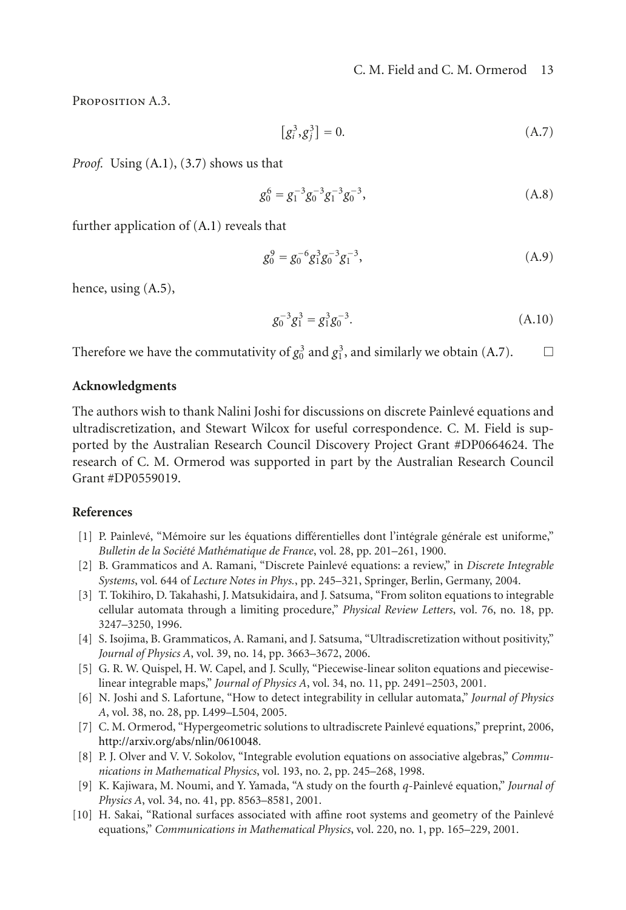Proposition A.3.

$$[g_i^3, g_j^3] = 0. \tag{A.7}$$

*Proof.* Using (A.1), (3.7) shows us that

$$g_0^6 = g_1^{-3} g_0^{-3} g_1^{-3} g_0^{-3}, \tag{A.8}$$

further application of (A.1) reveals that

$$g_0^9 = g_0^{-6} g_1^3 g_0^{-3} g_1^{-3}, \tag{A.9}$$

hence, using (A.5),

$$g_0^{-3} g_1^3 = g_1^3 g_0^{-3}. \tag{A.10}$$

Therefore we have the commutativity of $g_0^3$ and $g_1^3$, and similarly we obtain (A.7). □

## Acknowledgments

The authors wish to thank Nalini Joshi for discussions on discrete Painlevé equations and ultradiscretization, and Stewart Wilcox for useful correspondence. C. M. Field is supported by the Australian Research Council Discovery Project Grant #DP0664624. The research of C. M. Ormerod was supported in part by the Australian Research Council Grant #DP0559019.

## References

[1] P. Painlevé, "Mémoire sur les équations différentielles dont l'intégrale générale est uniforme," *Bulletin de la Société Mathématique de France*, vol. 28, pp. 201–261, 1900.

[2] B. Grammaticos and A. Ramani, "Discrete Painlevé equations: a review," in *Discrete Integrable Systems*, vol. 644 of *Lecture Notes in Phys.*, pp. 245–321, Springer, Berlin, Germany, 2004.

[3] T. Tokihiro, D. Takahashi, J. Matsukidaira, and J. Satsuma, "From soliton equations to integrable cellular automata through a limiting procedure," *Physical Review Letters*, vol. 76, no. 18, pp. 3247–3250, 1996.

[4] S. Isojima, B. Grammaticos, A. Ramani, and J. Satsuma, "Ultradiscretization without positivity," *Journal of Physics A*, vol. 39, no. 14, pp. 3663–3672, 2006.

[5] G. R. W. Quispel, H. W. Capel, and J. Scully, "Piecewise-linear soliton equations and piecewise-linear integrable maps," *Journal of Physics A*, vol. 34, no. 11, pp. 2491–2503, 2001.

[6] N. Joshi and S. Lafortune, "How to detect integrability in cellular automata," *Journal of Physics A*, vol. 38, no. 28, pp. L499–L504, 2005.

[7] C. M. Ormerod, "Hypergeometric solutions to ultradiscrete Painlevé equations," preprint, 2006, http://arxiv.org/abs/nlin/0610048.

[8] P. J. Olver and V. V. Sokolov, "Integrable evolution equations on associative algebras," *Communications in Mathematical Physics*, vol. 193, no. 2, pp. 245–268, 1998.

[9] K. Kajiwara, M. Noumi, and Y. Yamada, "A study on the fourth $q$-Painlevé equation," *Journal of Physics A*, vol. 34, no. 41, pp. 8563–8581, 2001.

[10] H. Sakai, "Rational surfaces associated with affine root systems and geometry of the Painlevé equations," *Communications in Mathematical Physics*, vol. 220, no. 1, pp. 165–229, 2001.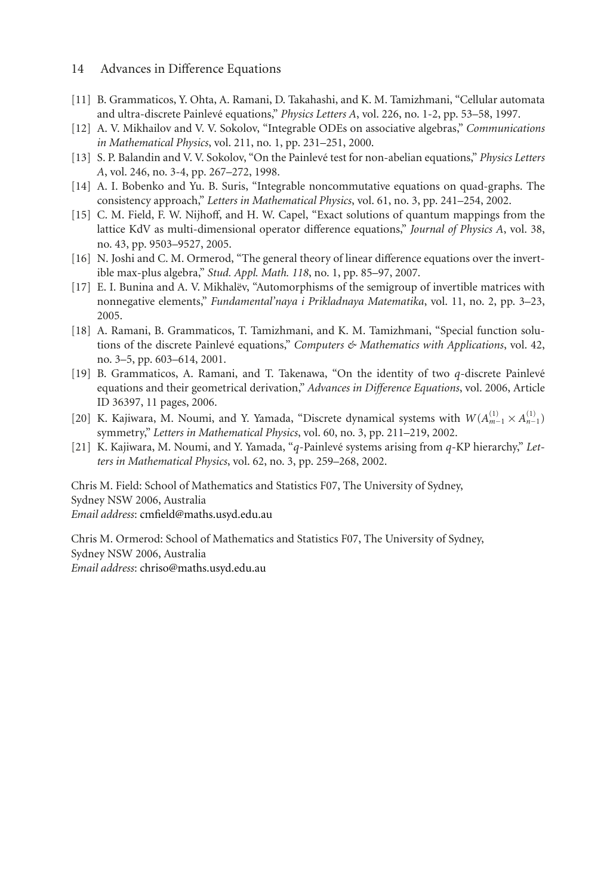[11] B. Grammaticos, Y. Ohta, A. Ramani, D. Takahashi, and K. M. Tamizhmani, "Cellular automata and ultra-discrete Painlevé equations," *Physics Letters A*, vol. 226, no. 1-2, pp. 53–58, 1997.

[12] A. V. Mikhailov and V. V. Sokolov, "Integrable ODEs on associative algebras," *Communications in Mathematical Physics*, vol. 211, no. 1, pp. 231–251, 2000.

[13] S. P. Balandin and V. V. Sokolov, "On the Painlevé test for non-abelian equations," *Physics Letters A*, vol. 246, no. 3-4, pp. 267–272, 1998.

[14] A. I. Bobenko and Yu. B. Suris, "Integrable noncommutative equations on quad-graphs. The consistency approach," *Letters in Mathematical Physics*, vol. 61, no. 3, pp. 241–254, 2002.

[15] C. M. Field, F. W. Nijhoff, and H. W. Capel, "Exact solutions of quantum mappings from the lattice KdV as multi-dimensional operator difference equations," *Journal of Physics A*, vol. 38, no. 43, pp. 9503–9527, 2005.

[16] N. Joshi and C. M. Ormerod, "The general theory of linear difference equations over the invertible max-plus algebra," *Stud. Appl. Math. 118*, no. 1, pp. 85–97, 2007.

[17] E. I. Bunina and A. V. Mikhalëv, "Automorphisms of the semigroup of invertible matrices with nonnegative elements," *Fundamental'naya i Prikladnaya Matematika*, vol. 11, no. 2, pp. 3–23, 2005.

[18] A. Ramani, B. Grammaticos, T. Tamizhmani, and K. M. Tamizhmani, "Special function solutions of the discrete Painlevé equations," *Computers & Mathematics with Applications*, vol. 42, no. 3–5, pp. 603–614, 2001.

[19] B. Grammaticos, A. Ramani, and T. Takenawa, "On the identity of two $q$-discrete Painlevé equations and their geometrical derivation," *Advances in Difference Equations*, vol. 2006, Article ID 36397, 11 pages, 2006.

[20] K. Kajiwara, M. Noumi, and Y. Yamada, "Discrete dynamical systems with $W(A_{m-1}^{(1)} \times A_{n-1}^{(1)})$ symmetry," *Letters in Mathematical Physics*, vol. 60, no. 3, pp. 211–219, 2002.

[21] K. Kajiwara, M. Noumi, and Y. Yamada, "$q$-Painlevé systems arising from $q$-KP hierarchy," *Letters in Mathematical Physics*, vol. 62, no. 3, pp. 259–268, 2002.

Chris M. Field: School of Mathematics and Statistics F07, The University of Sydney,
Sydney NSW 2006, Australia
*Email address*: cmfield@maths.usyd.edu.au

Chris M. Ormerod: School of Mathematics and Statistics F07, The University of Sydney,
Sydney NSW 2006, Australia
*Email address*: chriso@maths.usyd.edu.au